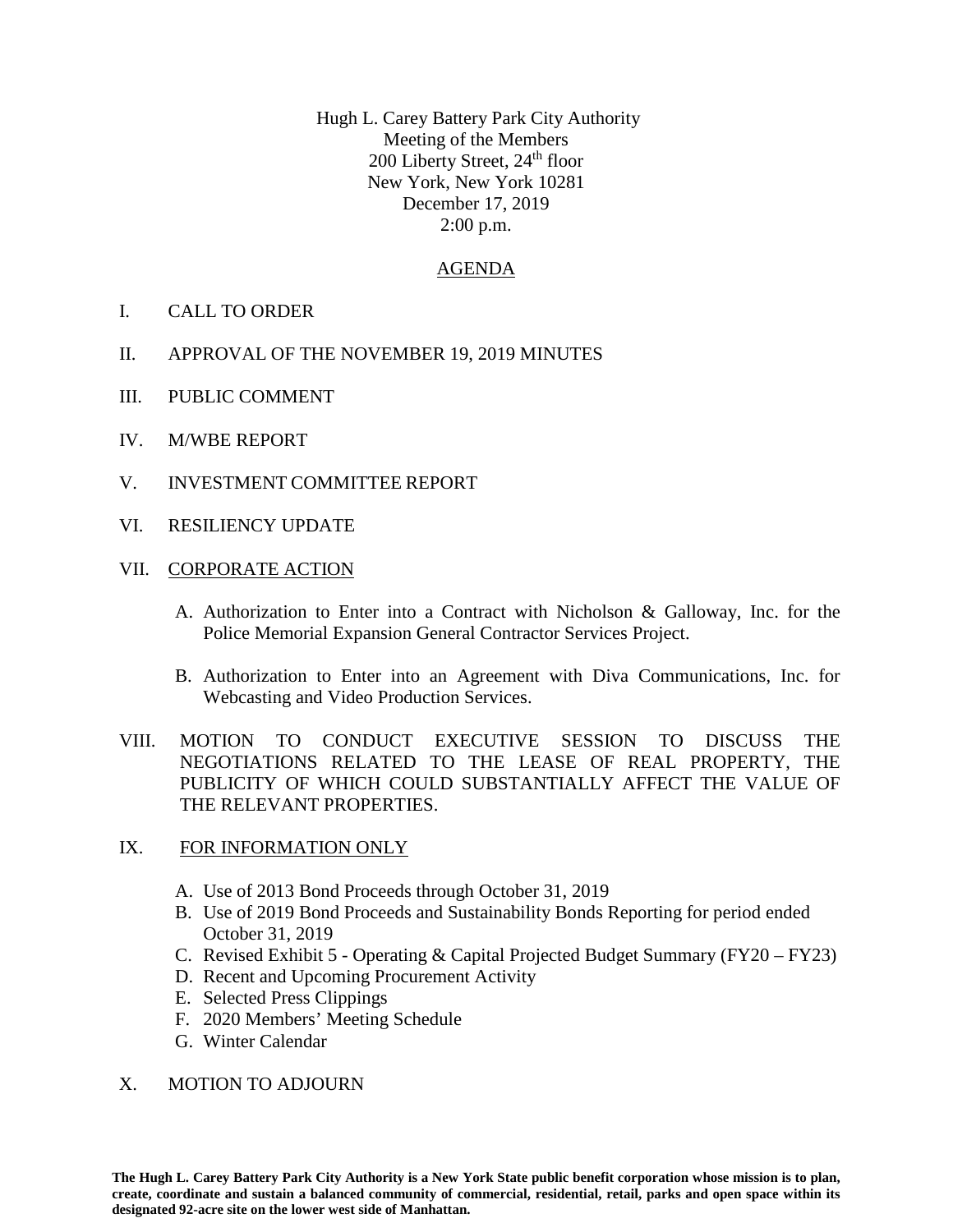Hugh L. Carey Battery Park City Authority
Meeting of the Members
200 Liberty Street, 24th floor
New York, New York 10281
December 17, 2019
2:00 p.m.

## AGENDA

I. CALL TO ORDER

II. APPROVAL OF THE NOVEMBER 19, 2019 MINUTES

III. PUBLIC COMMENT

IV. M/WBE REPORT

V. INVESTMENT COMMITTEE REPORT

VI. RESILIENCY UPDATE

VII. CORPORATE ACTION

   A. Authorization to Enter into a Contract with Nicholson & Galloway, Inc. for the Police Memorial Expansion General Contractor Services Project.

   B. Authorization to Enter into an Agreement with Diva Communications, Inc. for Webcasting and Video Production Services.

VIII. MOTION TO CONDUCT EXECUTIVE SESSION TO DISCUSS THE NEGOTIATIONS RELATED TO THE LEASE OF REAL PROPERTY, THE PUBLICITY OF WHICH COULD SUBSTANTIALLY AFFECT THE VALUE OF THE RELEVANT PROPERTIES.

IX. FOR INFORMATION ONLY

   A. Use of 2013 Bond Proceeds through October 31, 2019
   B. Use of 2019 Bond Proceeds and Sustainability Bonds Reporting for period ended October 31, 2019
   C. Revised Exhibit 5 - Operating & Capital Projected Budget Summary (FY20 – FY23)
   D. Recent and Upcoming Procurement Activity
   E. Selected Press Clippings
   F. 2020 Members' Meeting Schedule
   G. Winter Calendar

X. MOTION TO ADJOURN

**The Hugh L. Carey Battery Park City Authority is a New York State public benefit corporation whose mission is to plan, create, coordinate and sustain a balanced community of commercial, residential, retail, parks and open space within its designated 92-acre site on the lower west side of Manhattan.**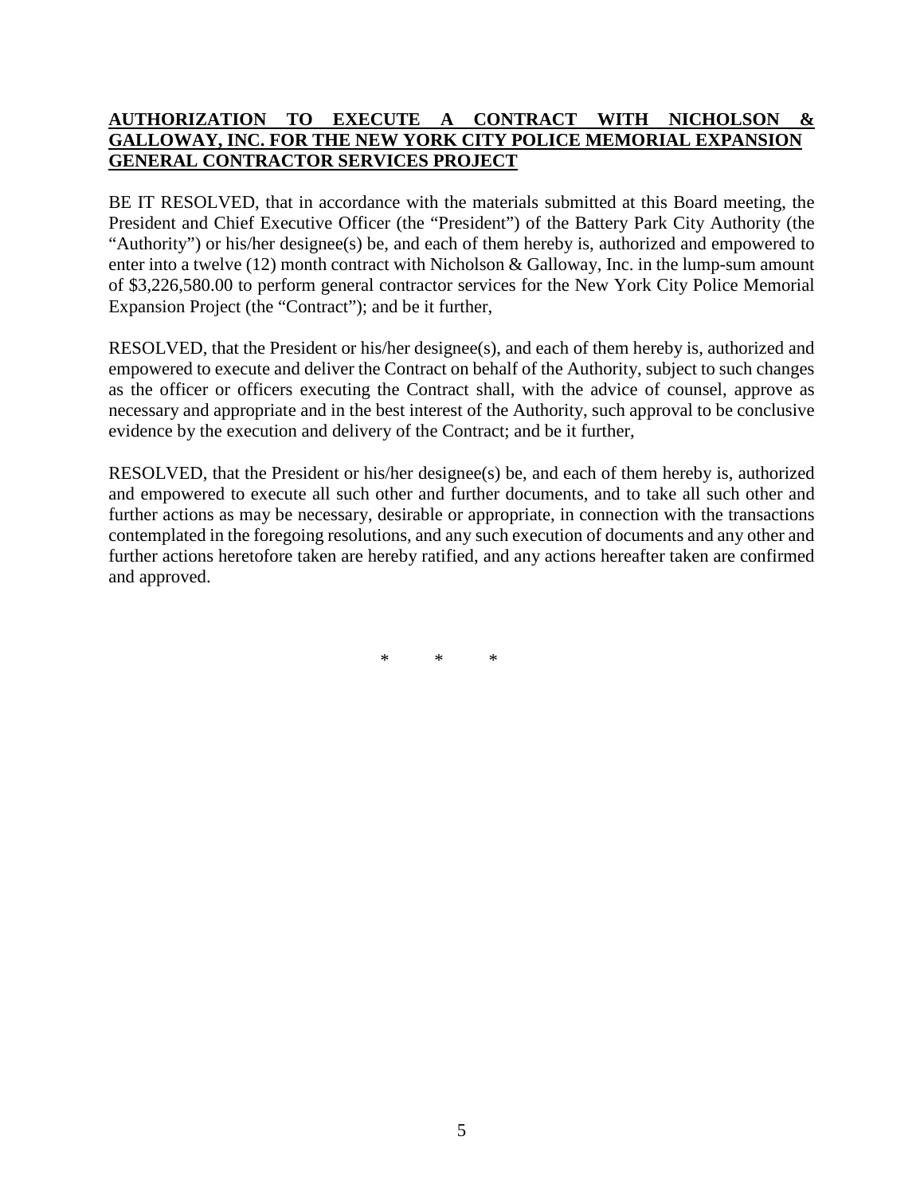**AUTHORIZATION TO EXECUTE A CONTRACT WITH NICHOLSON & GALLOWAY, INC. FOR THE NEW YORK CITY POLICE MEMORIAL EXPANSION GENERAL CONTRACTOR SERVICES PROJECT**

BE IT RESOLVED, that in accordance with the materials submitted at this Board meeting, the President and Chief Executive Officer (the "President") of the Battery Park City Authority (the "Authority") or his/her designee(s) be, and each of them hereby is, authorized and empowered to enter into a twelve (12) month contract with Nicholson & Galloway, Inc. in the lump-sum amount of $3,226,580.00 to perform general contractor services for the New York City Police Memorial Expansion Project (the "Contract"); and be it further,

RESOLVED, that the President or his/her designee(s), and each of them hereby is, authorized and empowered to execute and deliver the Contract on behalf of the Authority, subject to such changes as the officer or officers executing the Contract shall, with the advice of counsel, approve as necessary and appropriate and in the best interest of the Authority, such approval to be conclusive evidence by the execution and delivery of the Contract; and be it further,

RESOLVED, that the President or his/her designee(s) be, and each of them hereby is, authorized and empowered to execute all such other and further documents, and to take all such other and further actions as may be necessary, desirable or appropriate, in connection with the transactions contemplated in the foregoing resolutions, and any such execution of documents and any other and further actions heretofore taken are hereby ratified, and any actions hereafter taken are confirmed and approved.

\* \* \*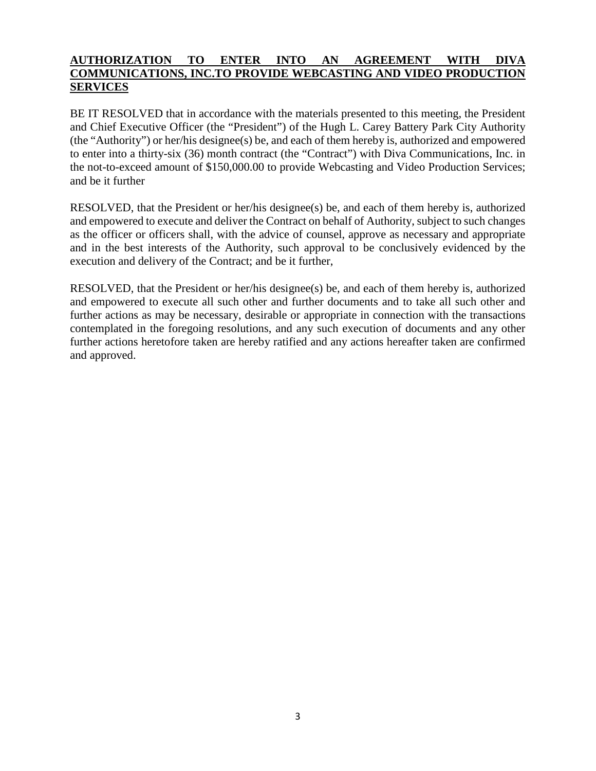**AUTHORIZATION TO ENTER INTO AN AGREEMENT WITH DIVA COMMUNICATIONS, INC.TO PROVIDE WEBCASTING AND VIDEO PRODUCTION SERVICES**

BE IT RESOLVED that in accordance with the materials presented to this meeting, the President and Chief Executive Officer (the "President") of the Hugh L. Carey Battery Park City Authority (the "Authority") or her/his designee(s) be, and each of them hereby is, authorized and empowered to enter into a thirty-six (36) month contract (the "Contract") with Diva Communications, Inc. in the not-to-exceed amount of $150,000.00 to provide Webcasting and Video Production Services; and be it further

RESOLVED, that the President or her/his designee(s) be, and each of them hereby is, authorized and empowered to execute and deliver the Contract on behalf of Authority, subject to such changes as the officer or officers shall, with the advice of counsel, approve as necessary and appropriate and in the best interests of the Authority, such approval to be conclusively evidenced by the execution and delivery of the Contract; and be it further,

RESOLVED, that the President or her/his designee(s) be, and each of them hereby is, authorized and empowered to execute all such other and further documents and to take all such other and further actions as may be necessary, desirable or appropriate in connection with the transactions contemplated in the foregoing resolutions, and any such execution of documents and any other further actions heretofore taken are hereby ratified and any actions hereafter taken are confirmed and approved.